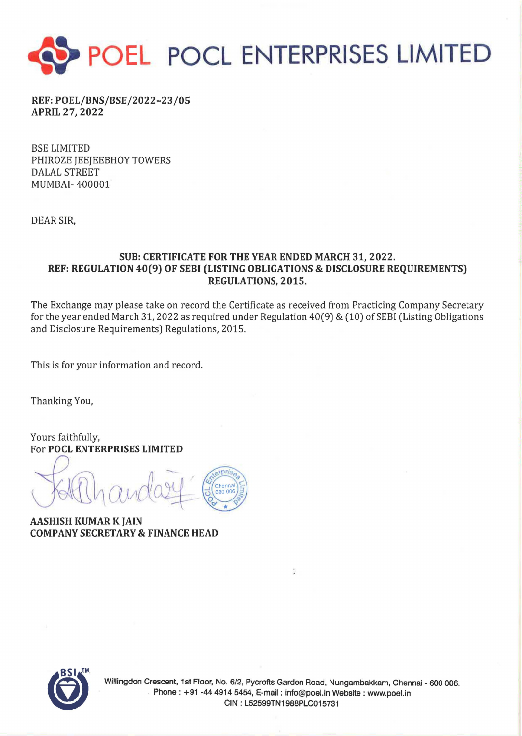# POEL POCL ENTERPRISES LIMITED

**REF: POEL/BNS/BSE/2022-23/05**
**APRIL 27, 2022**

BSE LIMITED
PHIROZE JEEJEEBHOY TOWERS
DALAL STREET
MUMBAI- 400001

DEAR SIR,

**SUB: CERTIFICATE FOR THE YEAR ENDED MARCH 31, 2022.**
**REF: REGULATION 40(9) OF SEBI (LISTING OBLIGATIONS & DISCLOSURE REQUIREMENTS) REGULATIONS, 2015.**

The Exchange may please take on record the Certificate as received from Practicing Company Secretary for the year ended March 31, 2022 as required under Regulation 40(9) & (10) of SEBI (Listing Obligations and Disclosure Requirements) Regulations, 2015.

This is for your information and record.

Thanking You,

Yours faithfully,
For **POCL ENTERPRISES LIMITED**

**AASHISH KUMAR K JAIN**
**COMPANY SECRETARY & FINANCE HEAD**

Willingdon Crescent, 1st Floor, No. 6/2, Pycrofts Garden Road, Nungambakkam, Chennai - 600 006.
Phone : +91 -44 4914 5454, E-mail : info@poel.in Website : www.poel.in
CIN : L52599TN1988PLC015731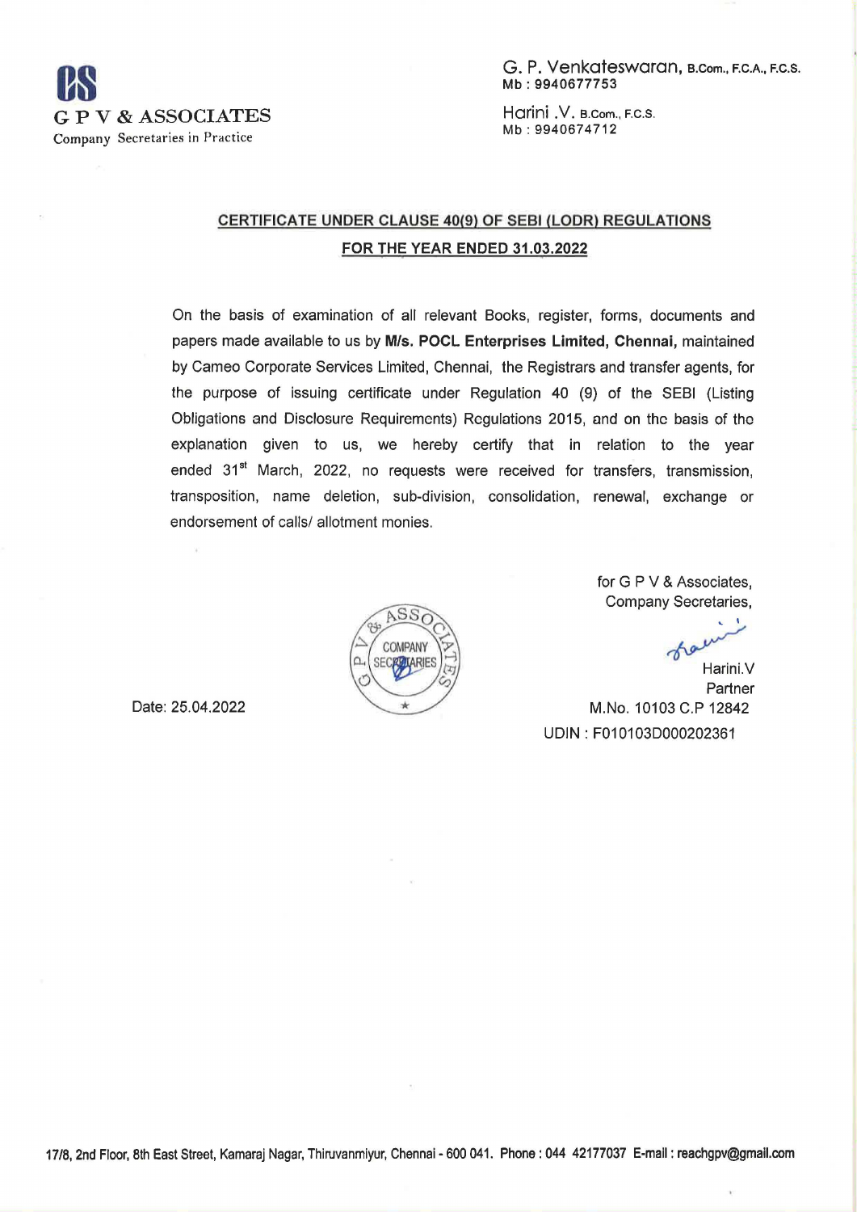**G P V & ASSOCIATES**
Company Secretaries in Practice

G. P. Venkateswaran, B.Com., F.C.A., F.C.S.
Mb : 9940677753

Harini .V. B.Com., F.C.S.
Mb : 9940674712

## CERTIFICATE UNDER CLAUSE 40(9) OF SEBI (LODR) REGULATIONS FOR THE YEAR ENDED 31.03.2022

On the basis of examination of all relevant Books, register, forms, documents and papers made available to us by **M/s. POCL Enterprises Limited, Chennai,** maintained by Cameo Corporate Services Limited, Chennai, the Registrars and transfer agents, for the purpose of issuing certificate under Regulation 40 (9) of the SEBI (Listing Obligations and Disclosure Requirements) Regulations 2015, and on the basis of the explanation given to us, we hereby certify that in relation to the year ended 31st March, 2022, no requests were received for transfers, transmission, transposition, name deletion, sub-division, consolidation, renewal, exchange or endorsement of calls/ allotment monies.

for G P V & Associates,
Company Secretaries,

Harini.V
Partner
M.No. 10103 C.P 12842
UDIN : F010103D000202361

Date: 25.04.2022

17/8, 2nd Floor, 8th East Street, Kamaraj Nagar, Thiruvanmiyur, Chennai - 600 041. Phone : 044 42177037 E-mail : reachgpv@gmail.com